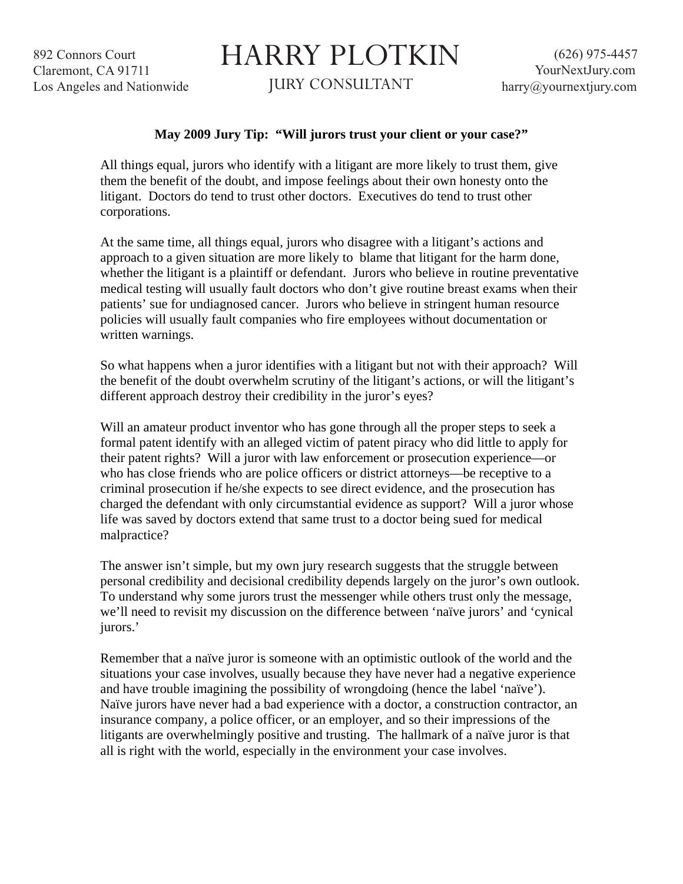892 Connors Court
Claremont, CA 91711
Los Angeles and Nationwide

# HARRY PLOTKIN

JURY CONSULTANT

(626) 975-4457
YourNextJury.com
harry@yournextjury.com

**May 2009 Jury Tip: "Will jurors trust your client or your case?"**

All things equal, jurors who identify with a litigant are more likely to trust them, give them the benefit of the doubt, and impose feelings about their own honesty onto the litigant. Doctors do tend to trust other doctors. Executives do tend to trust other corporations.

At the same time, all things equal, jurors who disagree with a litigant's actions and approach to a given situation are more likely to blame that litigant for the harm done, whether the litigant is a plaintiff or defendant. Jurors who believe in routine preventative medical testing will usually fault doctors who don't give routine breast exams when their patients' sue for undiagnosed cancer. Jurors who believe in stringent human resource policies will usually fault companies who fire employees without documentation or written warnings.

So what happens when a juror identifies with a litigant but not with their approach? Will the benefit of the doubt overwhelm scrutiny of the litigant's actions, or will the litigant's different approach destroy their credibility in the juror's eyes?

Will an amateur product inventor who has gone through all the proper steps to seek a formal patent identify with an alleged victim of patent piracy who did little to apply for their patent rights? Will a juror with law enforcement or prosecution experience—or who has close friends who are police officers or district attorneys—be receptive to a criminal prosecution if he/she expects to see direct evidence, and the prosecution has charged the defendant with only circumstantial evidence as support? Will a juror whose life was saved by doctors extend that same trust to a doctor being sued for medical malpractice?

The answer isn't simple, but my own jury research suggests that the struggle between personal credibility and decisional credibility depends largely on the juror's own outlook. To understand why some jurors trust the messenger while others trust only the message, we'll need to revisit my discussion on the difference between 'naïve jurors' and 'cynical jurors.'

Remember that a naïve juror is someone with an optimistic outlook of the world and the situations your case involves, usually because they have never had a negative experience and have trouble imagining the possibility of wrongdoing (hence the label 'naïve'). Naïve jurors have never had a bad experience with a doctor, a construction contractor, an insurance company, a police officer, or an employer, and so their impressions of the litigants are overwhelmingly positive and trusting. The hallmark of a naïve juror is that all is right with the world, especially in the environment your case involves.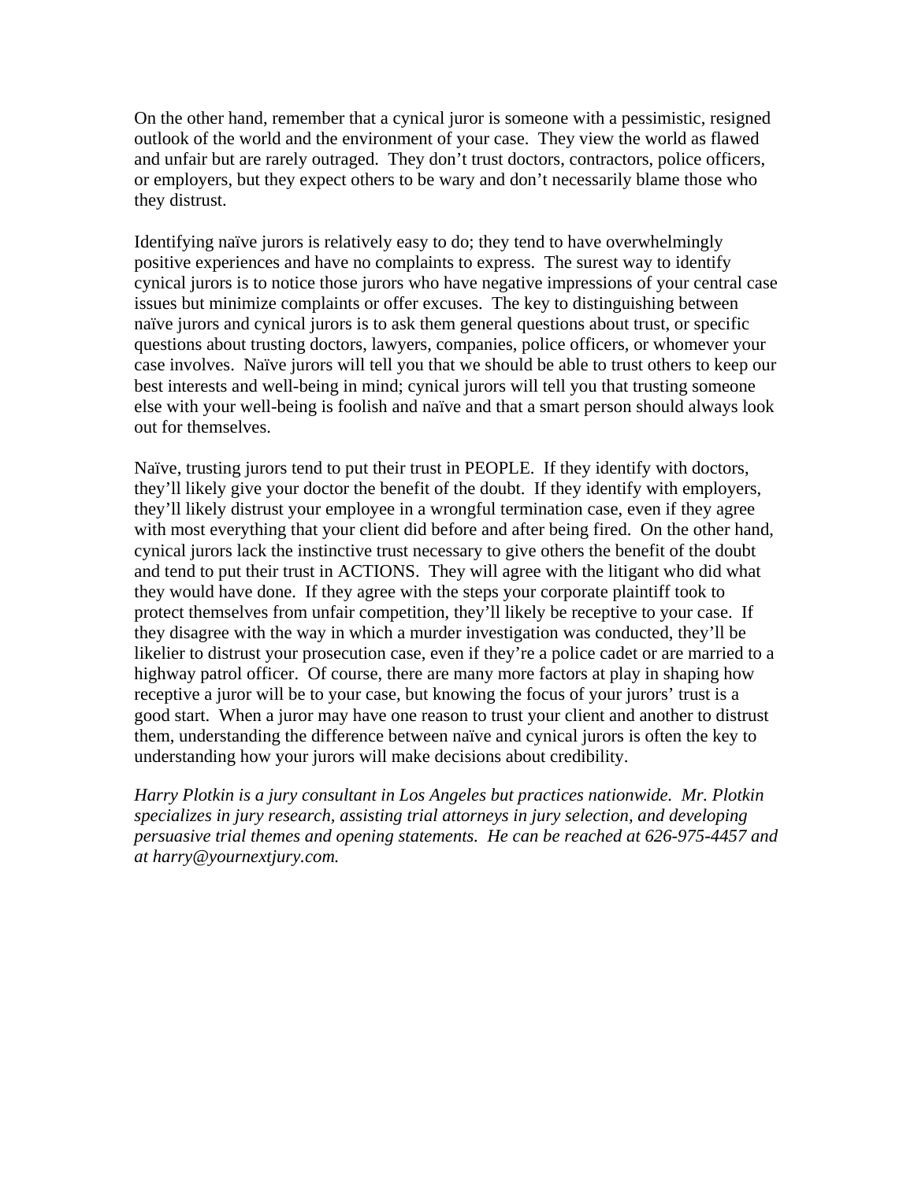On the other hand, remember that a cynical juror is someone with a pessimistic, resigned outlook of the world and the environment of your case. They view the world as flawed and unfair but are rarely outraged. They don't trust doctors, contractors, police officers, or employers, but they expect others to be wary and don't necessarily blame those who they distrust.

Identifying naïve jurors is relatively easy to do; they tend to have overwhelmingly positive experiences and have no complaints to express. The surest way to identify cynical jurors is to notice those jurors who have negative impressions of your central case issues but minimize complaints or offer excuses. The key to distinguishing between naïve jurors and cynical jurors is to ask them general questions about trust, or specific questions about trusting doctors, lawyers, companies, police officers, or whomever your case involves. Naïve jurors will tell you that we should be able to trust others to keep our best interests and well-being in mind; cynical jurors will tell you that trusting someone else with your well-being is foolish and naïve and that a smart person should always look out for themselves.

Naïve, trusting jurors tend to put their trust in PEOPLE. If they identify with doctors, they'll likely give your doctor the benefit of the doubt. If they identify with employers, they'll likely distrust your employee in a wrongful termination case, even if they agree with most everything that your client did before and after being fired. On the other hand, cynical jurors lack the instinctive trust necessary to give others the benefit of the doubt and tend to put their trust in ACTIONS. They will agree with the litigant who did what they would have done. If they agree with the steps your corporate plaintiff took to protect themselves from unfair competition, they'll likely be receptive to your case. If they disagree with the way in which a murder investigation was conducted, they'll be likelier to distrust your prosecution case, even if they're a police cadet or are married to a highway patrol officer. Of course, there are many more factors at play in shaping how receptive a juror will be to your case, but knowing the focus of your jurors' trust is a good start. When a juror may have one reason to trust your client and another to distrust them, understanding the difference between naïve and cynical jurors is often the key to understanding how your jurors will make decisions about credibility.

*Harry Plotkin is a jury consultant in Los Angeles but practices nationwide. Mr. Plotkin specializes in jury research, assisting trial attorneys in jury selection, and developing persuasive trial themes and opening statements. He can be reached at 626-975-4457 and at harry@yournextjury.com.*